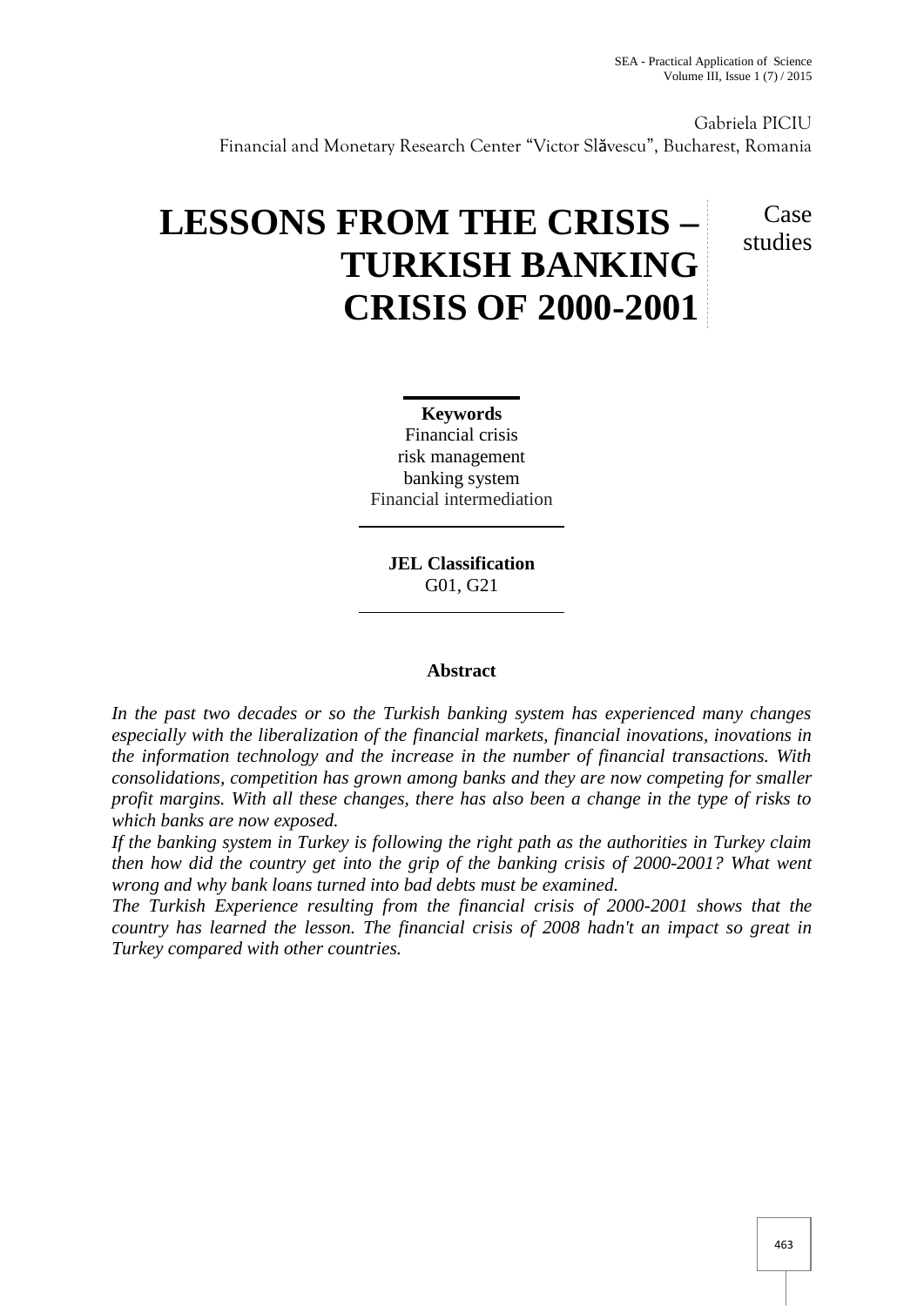Gabriela PICIU
Financial and Monetary Research Center "Victor Slăvescu", Bucharest, Romania

# LESSONS FROM THE CRISIS – TURKISH BANKING CRISIS OF 2000-2001

Case studies

**Keywords**
Financial crisis
risk management
banking system
Financial intermediation

**JEL Classification**
G01, G21

**Abstract**

*In the past two decades or so the Turkish banking system has experienced many changes especially with the liberalization of the financial markets, financial inovations, inovations in the information technology and the increase in the number of financial transactions. With consolidations, competition has grown among banks and they are now competing for smaller profit margins. With all these changes, there has also been a change in the type of risks to which banks are now exposed.*

*If the banking system in Turkey is following the right path as the authorities in Turkey claim then how did the country get into the grip of the banking crisis of 2000-2001? What went wrong and why bank loans turned into bad debts must be examined.*

*The Turkish Experience resulting from the financial crisis of 2000-2001 shows that the country has learned the lesson. The financial crisis of 2008 hadn't an impact so great in Turkey compared with other countries.*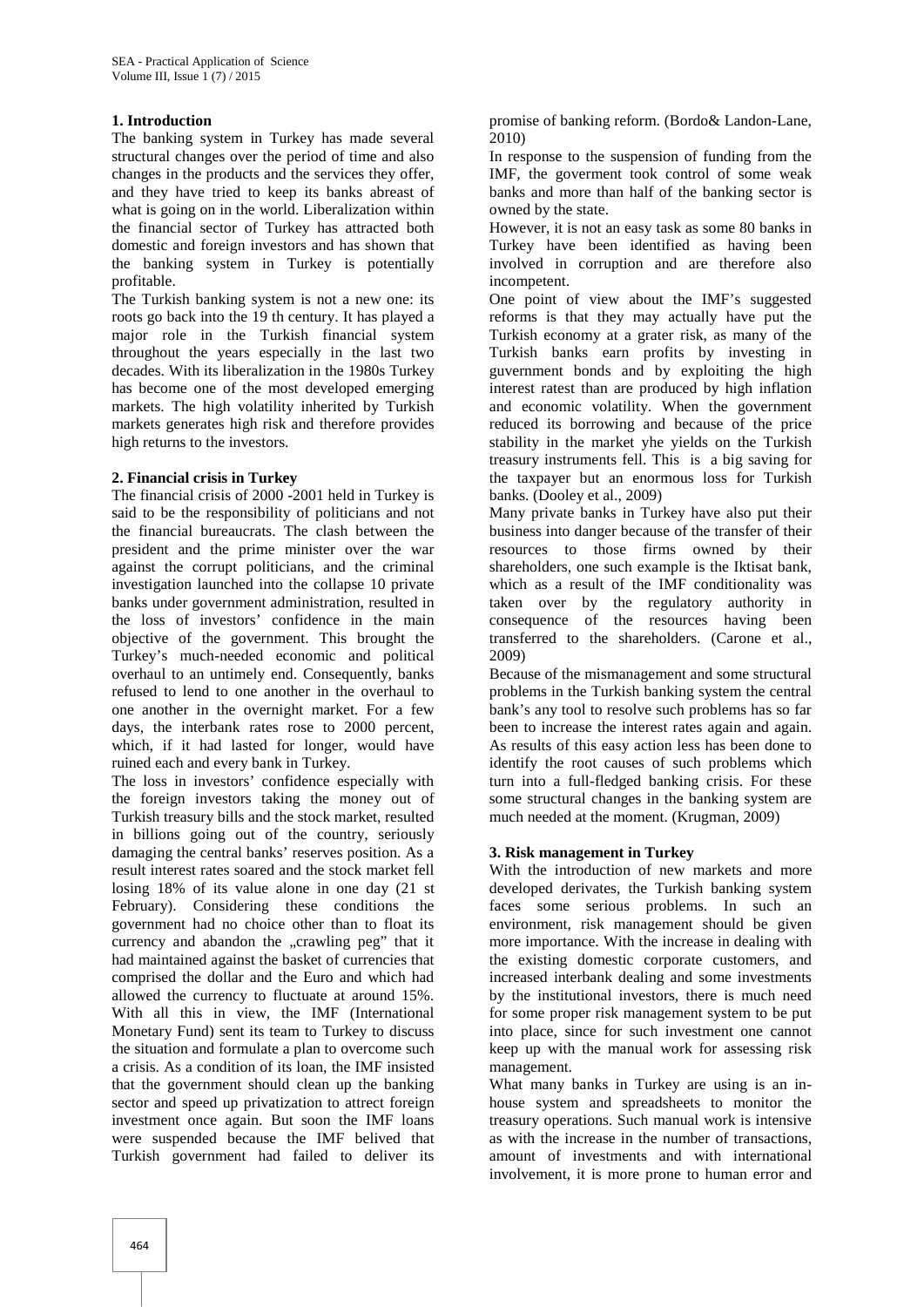## 1. Introduction

The banking system in Turkey has made several structural changes over the period of time and also changes in the products and the services they offer, and they have tried to keep its banks abreast of what is going on in the world. Liberalization within the financial sector of Turkey has attracted both domestic and foreign investors and has shown that the banking system in Turkey is potentially profitable.

The Turkish banking system is not a new one: its roots go back into the 19 th century. It has played a major role in the Turkish financial system throughout the years especially in the last two decades. With its liberalization in the 1980s Turkey has become one of the most developed emerging markets. The high volatility inherited by Turkish markets generates high risk and therefore provides high returns to the investors.

## 2. Financial crisis in Turkey

The financial crisis of 2000 -2001 held in Turkey is said to be the responsibility of politicians and not the financial bureaucrats. The clash between the president and the prime minister over the war against the corrupt politicians, and the criminal investigation launched into the collapse 10 private banks under government administration, resulted in the loss of investors' confidence in the main objective of the government. This brought the Turkey's much-needed economic and political overhaul to an untimely end. Consequently, banks refused to lend to one another in the overhaul to one another in the overnight market. For a few days, the interbank rates rose to 2000 percent, which, if it had lasted for longer, would have ruined each and every bank in Turkey.

The loss in investors' confidence especially with the foreign investors taking the money out of Turkish treasury bills and the stock market, resulted in billions going out of the country, seriously damaging the central banks' reserves position. As a result interest rates soared and the stock market fell losing 18% of its value alone in one day (21 st February). Considering these conditions the government had no choice other than to float its currency and abandon the „crawling peg" that it had maintained against the basket of currencies that comprised the dollar and the Euro and which had allowed the currency to fluctuate at around 15%. With all this in view, the IMF (International Monetary Fund) sent its team to Turkey to discuss the situation and formulate a plan to overcome such a crisis. As a condition of its loan, the IMF insisted that the government should clean up the banking sector and speed up privatization to attract foreign investment once again. But soon the IMF loans were suspended because the IMF belived that Turkish government had failed to deliver its promise of banking reform. (Bordo& Landon-Lane, 2010)

In response to the suspension of funding from the IMF, the goverment took control of some weak banks and more than half of the banking sector is owned by the state.

However, it is not an easy task as some 80 banks in Turkey have been identified as having been involved in corruption and are therefore also incompetent.

One point of view about the IMF's suggested reforms is that they may actually have put the Turkish economy at a grater risk, as many of the Turkish banks earn profits by investing in guvernment bonds and by exploiting the high interest ratest than are produced by high inflation and economic volatility. When the government reduced its borrowing and because of the price stability in the market yhe yields on the Turkish treasury instruments fell. This is a big saving for the taxpayer but an enormous loss for Turkish banks. (Dooley et al., 2009)

Many private banks in Turkey have also put their business into danger because of the transfer of their resources to those firms owned by their shareholders, one such example is the Iktisat bank, which as a result of the IMF conditionality was taken over by the regulatory authority in consequence of the resources having been transferred to the shareholders. (Carone et al., 2009)

Because of the mismanagement and some structural problems in the Turkish banking system the central bank's any tool to resolve such problems has so far been to increase the interest rates again and again. As results of this easy action less has been done to identify the root causes of such problems which turn into a full-fledged banking crisis. For these some structural changes in the banking system are much needed at the moment. (Krugman, 2009)

## 3. Risk management in Turkey

With the introduction of new markets and more developed derivates, the Turkish banking system faces some serious problems. In such an environment, risk management should be given more importance. With the increase in dealing with the existing domestic corporate customers, and increased interbank dealing and some investments by the institutional investors, there is much need for some proper risk management system to be put into place, since for such investment one cannot keep up with the manual work for assessing risk management.

What many banks in Turkey are using is an in-house system and spreadsheets to monitor the treasury operations. Such manual work is intensive as with the increase in the number of transactions, amount of investments and with international involvement, it is more prone to human error and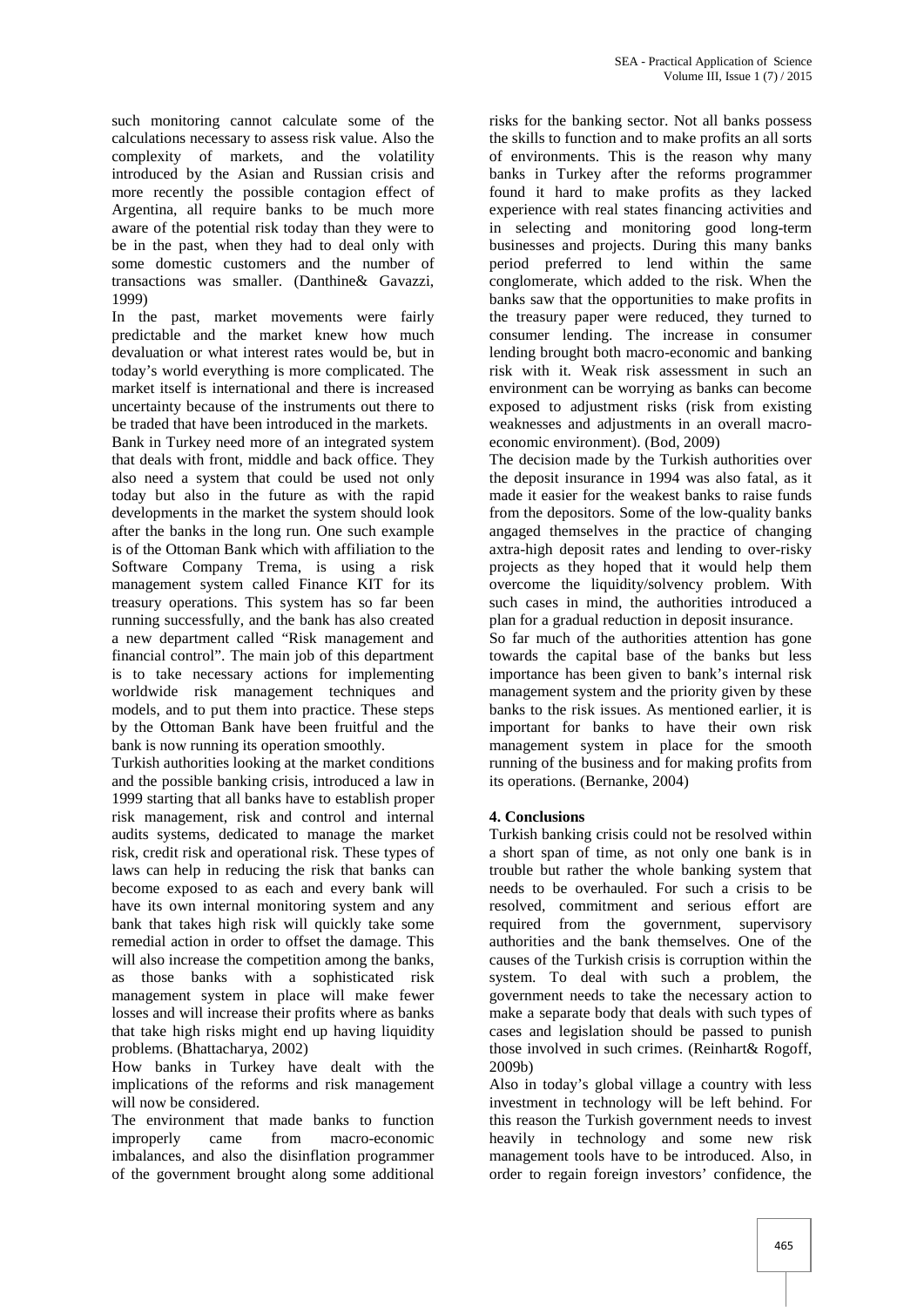such monitoring cannot calculate some of the calculations necessary to assess risk value. Also the complexity of markets, and the volatility introduced by the Asian and Russian crisis and more recently the possible contagion effect of Argentina, all require banks to be much more aware of the potential risk today than they were to be in the past, when they had to deal only with some domestic customers and the number of transactions was smaller. (Danthine& Gavazzi, 1999)

In the past, market movements were fairly predictable and the market knew how much devaluation or what interest rates would be, but in today's world everything is more complicated. The market itself is international and there is increased uncertainty because of the instruments out there to be traded that have been introduced in the markets.

Bank in Turkey need more of an integrated system that deals with front, middle and back office. They also need a system that could be used not only today but also in the future as with the rapid developments in the market the system should look after the banks in the long run. One such example is of the Ottoman Bank which with affiliation to the Software Company Trema, is using a risk management system called Finance KIT for its treasury operations. This system has so far been running successfully, and the bank has also created a new department called "Risk management and financial control". The main job of this department is to take necessary actions for implementing worldwide risk management techniques and models, and to put them into practice. These steps by the Ottoman Bank have been fruitful and the bank is now running its operation smoothly.

Turkish authorities looking at the market conditions and the possible banking crisis, introduced a law in 1999 starting that all banks have to establish proper risk management, risk and control and internal audits systems, dedicated to manage the market risk, credit risk and operational risk. These types of laws can help in reducing the risk that banks can become exposed to as each and every bank will have its own internal monitoring system and any bank that takes high risk will quickly take some remedial action in order to offset the damage. This will also increase the competition among the banks, as those banks with a sophisticated risk management system in place will make fewer losses and will increase their profits where as banks that take high risks might end up having liquidity problems. (Bhattacharya, 2002)

How banks in Turkey have dealt with the implications of the reforms and risk management will now be considered.

The environment that made banks to function improperly came from macro-economic imbalances, and also the disinflation programmer of the government brought along some additional risks for the banking sector. Not all banks possess the skills to function and to make profits an all sorts of environments. This is the reason why many banks in Turkey after the reforms programmer found it hard to make profits as they lacked experience with real states financing activities and in selecting and monitoring good long-term businesses and projects. During this many banks period preferred to lend within the same conglomerate, which added to the risk. When the banks saw that the opportunities to make profits in the treasury paper were reduced, they turned to consumer lending. The increase in consumer lending brought both macro-economic and banking risk with it. Weak risk assessment in such an environment can be worrying as banks can become exposed to adjustment risks (risk from existing weaknesses and adjustments in an overall macro-economic environment). (Bod, 2009)

The decision made by the Turkish authorities over the deposit insurance in 1994 was also fatal, as it made it easier for the weakest banks to raise funds from the depositors. Some of the low-quality banks angaged themselves in the practice of changing axtra-high deposit rates and lending to over-risky projects as they hoped that it would help them overcome the liquidity/solvency problem. With such cases in mind, the authorities introduced a plan for a gradual reduction in deposit insurance.

So far much of the authorities attention has gone towards the capital base of the banks but less importance has been given to bank's internal risk management system and the priority given by these banks to the risk issues. As mentioned earlier, it is important for banks to have their own risk management system in place for the smooth running of the business and for making profits from its operations. (Bernanke, 2004)

## 4. Conclusions

Turkish banking crisis could not be resolved within a short span of time, as not only one bank is in trouble but rather the whole banking system that needs to be overhauled. For such a crisis to be resolved, commitment and serious effort are required from the government, supervisory authorities and the bank themselves. One of the causes of the Turkish crisis is corruption within the system. To deal with such a problem, the government needs to take the necessary action to make a separate body that deals with such types of cases and legislation should be passed to punish those involved in such crimes. (Reinhart& Rogoff, 2009b)

Also in today's global village a country with less investment in technology will be left behind. For this reason the Turkish government needs to invest heavily in technology and some new risk management tools have to be introduced. Also, in order to regain foreign investors' confidence, the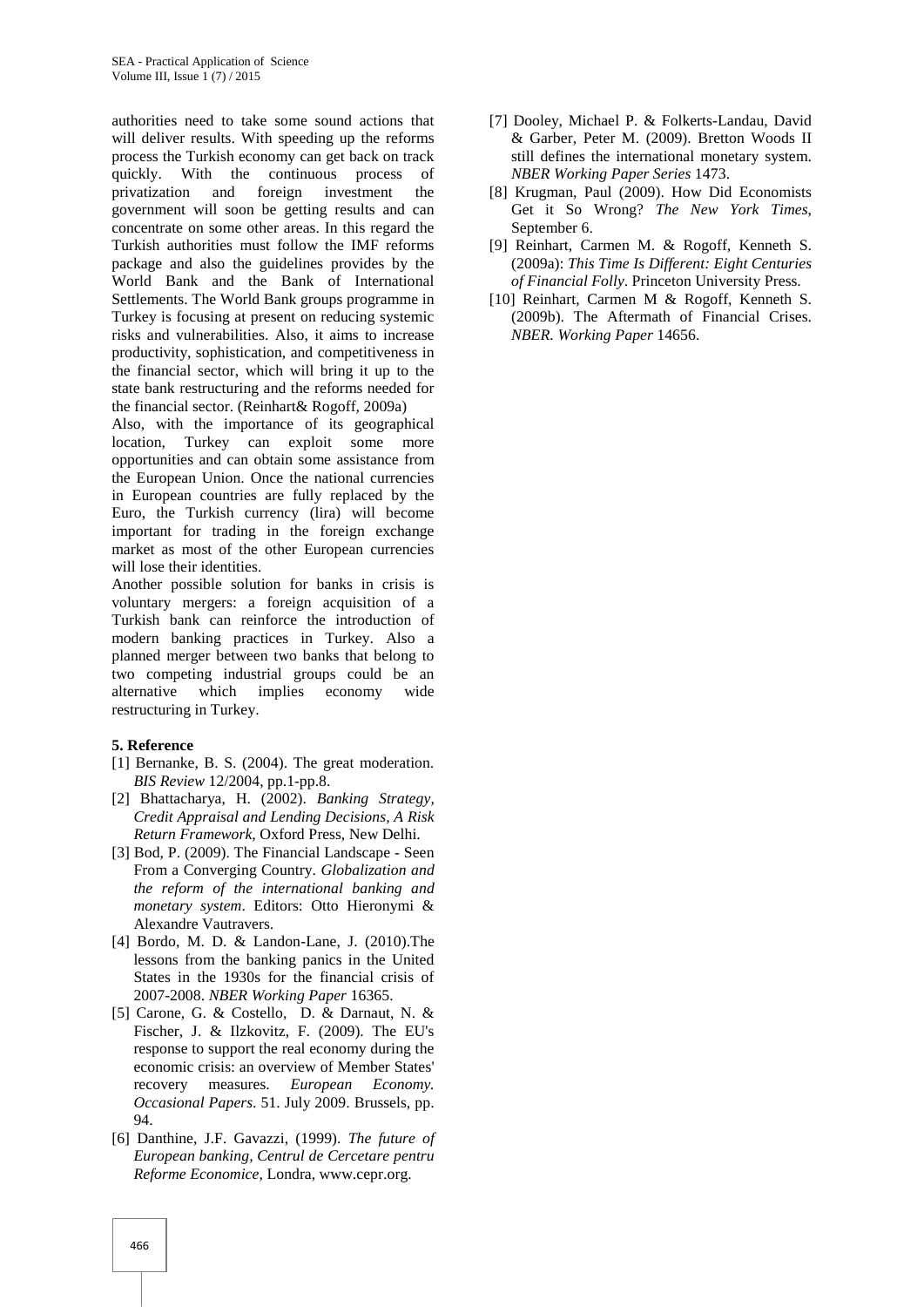authorities need to take some sound actions that will deliver results. With speeding up the reforms process the Turkish economy can get back on track quickly. With the continuous process of privatization and foreign investment the government will soon be getting results and can concentrate on some other areas. In this regard the Turkish authorities must follow the IMF reforms package and also the guidelines provides by the World Bank and the Bank of International Settlements. The World Bank groups programme in Turkey is focusing at present on reducing systemic risks and vulnerabilities. Also, it aims to increase productivity, sophistication, and competitiveness in the financial sector, which will bring it up to the state bank restructuring and the reforms needed for the financial sector. (Reinhart& Rogoff, 2009a)

Also, with the importance of its geographical location, Turkey can exploit some more opportunities and can obtain some assistance from the European Union. Once the national currencies in European countries are fully replaced by the Euro, the Turkish currency (lira) will become important for trading in the foreign exchange market as most of the other European currencies will lose their identities.

Another possible solution for banks in crisis is voluntary mergers: a foreign acquisition of a Turkish bank can reinforce the introduction of modern banking practices in Turkey. Also a planned merger between two banks that belong to two competing industrial groups could be an alternative which implies economy wide restructuring in Turkey.

**5. Reference**

[1] Bernanke, B. S. (2004). The great moderation. *BIS Review* 12/2004, pp.1-pp.8.

[2] Bhattacharya, H. (2002). *Banking Strategy, Credit Appraisal and Lending Decisions, A Risk Return Framework*, Oxford Press, New Delhi.

[3] Bod, P. (2009). The Financial Landscape - Seen From a Converging Country. *Globalization and the reform of the international banking and monetary system*. Editors: Otto Hieronymi & Alexandre Vautravers.

[4] Bordo, M. D. & Landon-Lane, J. (2010).The lessons from the banking panics in the United States in the 1930s for the financial crisis of 2007-2008. *NBER Working Paper* 16365.

[5] Carone, G. & Costello, D. & Darnaut, N. & Fischer, J. & Ilzkovitz, F. (2009). The EU's response to support the real economy during the economic crisis: an overview of Member States' recovery measures. *European Economy. Occasional Papers*. 51. July 2009. Brussels, pp. 94.

[6] Danthine, J.F. Gavazzi, (1999). *The future of European banking, Centrul de Cercetare pentru Reforme Economice*, Londra, www.cepr.org.

[7] Dooley, Michael P. & Folkerts-Landau, David & Garber, Peter M. (2009). Bretton Woods II still defines the international monetary system. *NBER Working Paper Series* 1473.

[8] Krugman, Paul (2009). How Did Economists Get it So Wrong? *The New York Times*, September 6.

[9] Reinhart, Carmen M. & Rogoff, Kenneth S. (2009a): *This Time Is Different: Eight Centuries of Financial Folly*. Princeton University Press.

[10] Reinhart, Carmen M & Rogoff, Kenneth S. (2009b). The Aftermath of Financial Crises. *NBER. Working Paper* 14656.